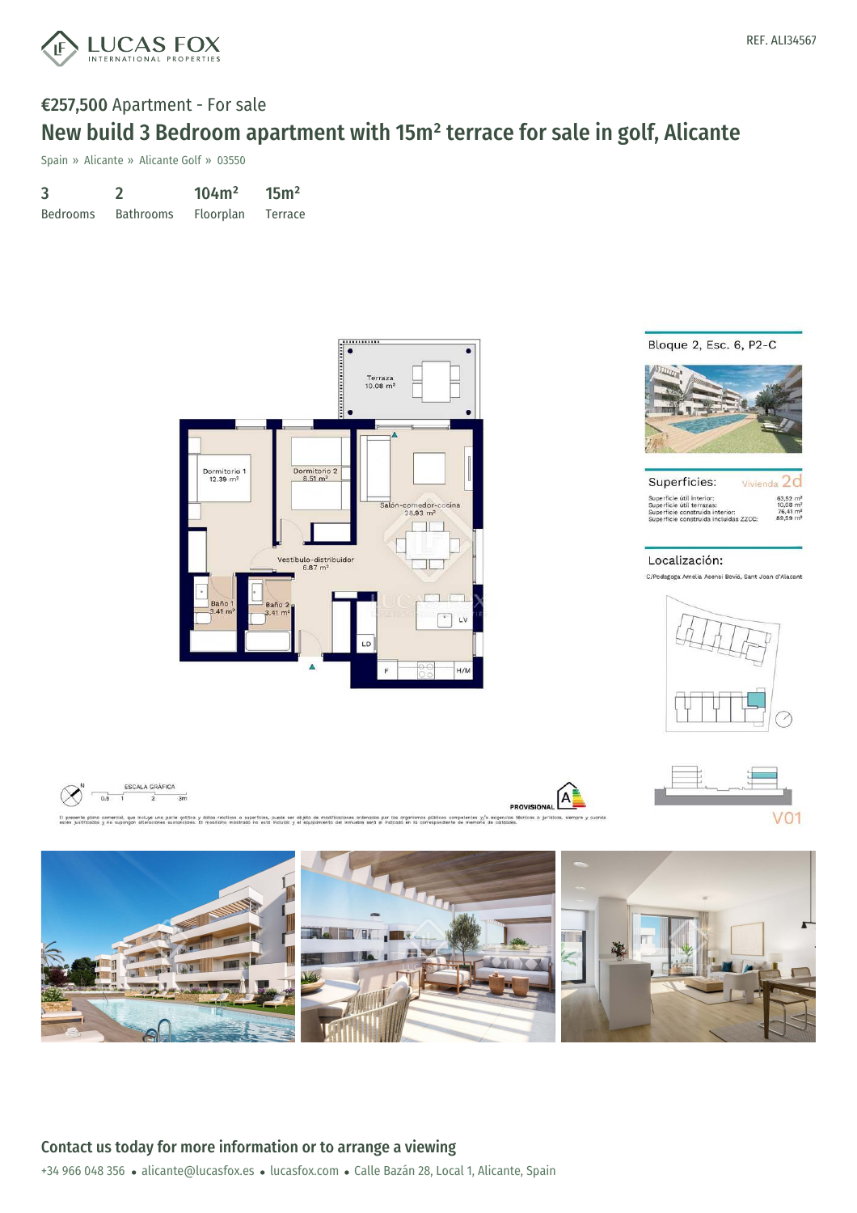LUCAS FOX
INTERNATIONAL PROPERTIES

REF. ALI34567

# €257,500 Apartment - For sale

## New build 3 Bedroom apartment with 15m² terrace for sale in golf, Alicante

Spain » Alicante » Alicante Golf » 03550

| 3 | 2 | 104m² | 15m² |
|---|---|---|---|
| Bedrooms | Bathrooms | Floorplan | Terrace |

Terraza 10.08 m²

Dormitorio 1 12.39 m²

Dormitorio 2 8.51 m²

Salón-comedor-cocina 28.93 m²

Vestíbulo-distribuidor 6.87 m²

Baño 1 3.41 m²

Baño 2 3.41 m²

LV

LD

F

H/M

Bloque 2, Esc. 6, P2-C

Superficies: Vivienda 2d

| | |
|---|---|
| Superficie útil interior: | 63,52 m² |
| Superficie útil terrazas: | 10,08 m² |
| Superficie construida interior: | 76,41 m² |
| Superficie construida incluidas ZZCC: | 89,59 m² |

Localización:

C/Pedagoga Amelia Asensi Bevià, Sant Joan d'Alacant

ESCALA GRÁFICA 0,5 1 2 3m

PROVISIONAL A

El presente plano comercial, que incluye una parte gráfica y datos relativos a superficies, puede ser objeto de modificaciones ordenadas por los organismos públicos competentes y/o exigencias técnicas o jurídicas, siempre y cuando estén justificados y no supongan alteraciones sustanciales. El mobiliario mostrado no está incluido y el equipamiento del inmueble será el indicado en la correspondiente de memoria de calidades.

V01

**Contact us today for more information or to arrange a viewing**

+34 966 048 356 • alicante@lucasfox.es • lucasfox.com • Calle Bazán 28, Local 1, Alicante, Spain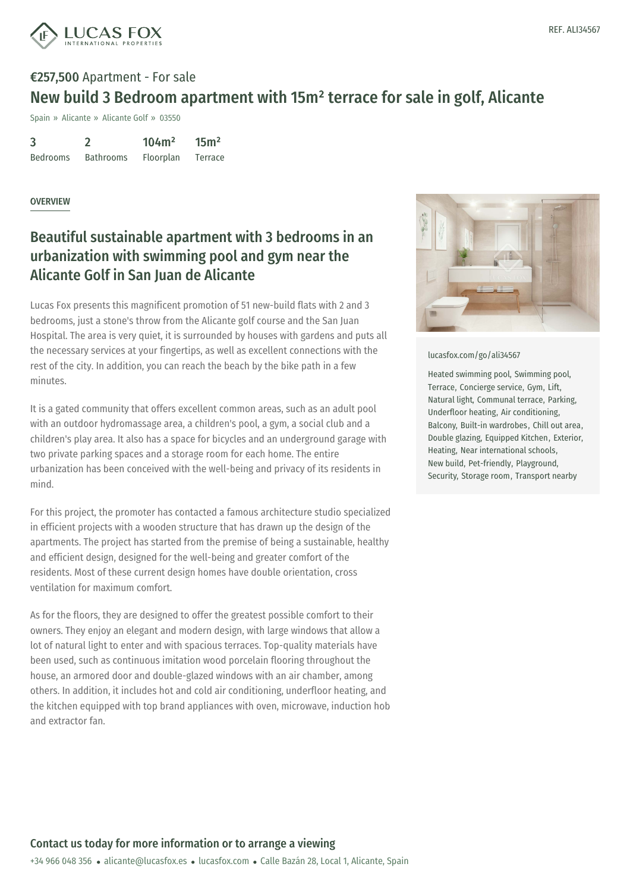REF. ALI34567

**€257,500** Apartment - For sale

# New build 3 Bedroom apartment with 15m² terrace for sale in golf, Alicante

Spain » Alicante » Alicante Golf » 03550

| 3 | 2 | 104m² | 15m² |
| --- | --- | --- | --- |
| Bedrooms | Bathrooms | Floorplan | Terrace |

OVERVIEW

## Beautiful sustainable apartment with 3 bedrooms in an urbanization with swimming pool and gym near the Alicante Golf in San Juan de Alicante

Lucas Fox presents this magnificent promotion of 51 new-build flats with 2 and 3 bedrooms, just a stone's throw from the Alicante golf course and the San Juan Hospital. The area is very quiet, it is surrounded by houses with gardens and puts all the necessary services at your fingertips, as well as excellent connections with the rest of the city. In addition, you can reach the beach by the bike path in a few minutes.

It is a gated community that offers excellent common areas, such as an adult pool with an outdoor hydromassage area, a children's pool, a gym, a social club and a children's play area. It also has a space for bicycles and an underground garage with two private parking spaces and a storage room for each home. The entire urbanization has been conceived with the well-being and privacy of its residents in mind.

For this project, the promoter has contacted a famous architecture studio specialized in efficient projects with a wooden structure that has drawn up the design of the apartments. The project has started from the premise of being a sustainable, healthy and efficient design, designed for the well-being and greater comfort of the residents. Most of these current design homes have double orientation, cross ventilation for maximum comfort.

As for the floors, they are designed to offer the greatest possible comfort to their owners. They enjoy an elegant and modern design, with large windows that allow a lot of natural light to enter and with spacious terraces. Top-quality materials have been used, such as continuous imitation wood porcelain flooring throughout the house, an armored door and double-glazed windows with an air chamber, among others. In addition, it includes hot and cold air conditioning, underfloor heating, and the kitchen equipped with top brand appliances with oven, microwave, induction hob and extractor fan.

lucasfox.com/go/ali34567

Heated swimming pool, Swimming pool, Terrace, Concierge service, Gym, Lift, Natural light, Communal terrace, Parking, Underfloor heating, Air conditioning, Balcony, Built-in wardrobes, Chill out area, Double glazing, Equipped Kitchen, Exterior, Heating, Near international schools, New build, Pet-friendly, Playground, Security, Storage room, Transport nearby

## Contact us today for more information or to arrange a viewing

+34 966 048 356 • alicante@lucasfox.es • lucasfox.com • Calle Bazán 28, Local 1, Alicante, Spain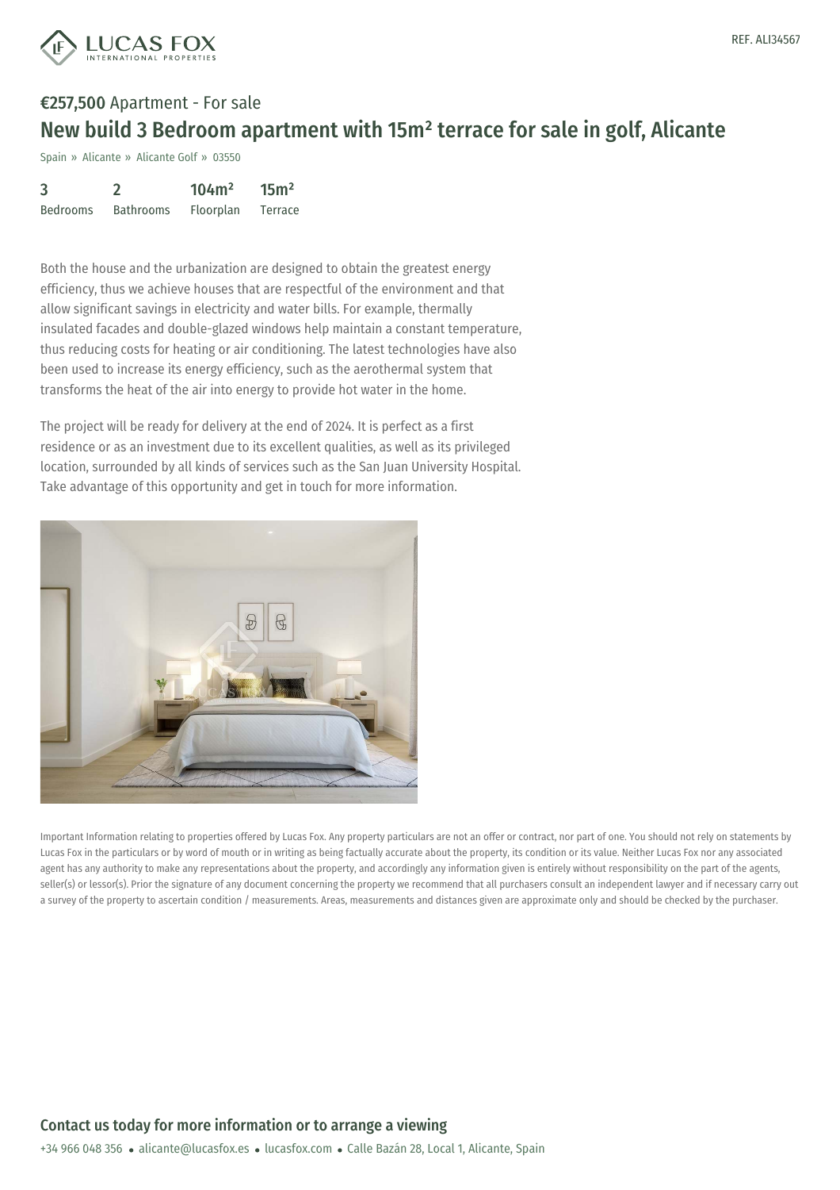REF. ALI34567

€257,500 Apartment - For sale

# New build 3 Bedroom apartment with 15m² terrace for sale in golf, Alicante

Spain » Alicante » Alicante Golf » 03550

| 3 | 2 | 104m² | 15m² |
| --- | --- | --- | --- |
| Bedrooms | Bathrooms | Floorplan | Terrace |

Both the house and the urbanization are designed to obtain the greatest energy efficiency, thus we achieve houses that are respectful of the environment and that allow significant savings in electricity and water bills. For example, thermally insulated facades and double-glazed windows help maintain a constant temperature, thus reducing costs for heating or air conditioning. The latest technologies have also been used to increase its energy efficiency, such as the aerothermal system that transforms the heat of the air into energy to provide hot water in the home.

The project will be ready for delivery at the end of 2024. It is perfect as a first residence or as an investment due to its excellent qualities, as well as its privileged location, surrounded by all kinds of services such as the San Juan University Hospital. Take advantage of this opportunity and get in touch for more information.

Important Information relating to properties offered by Lucas Fox. Any property particulars are not an offer or contract, nor part of one. You should not rely on statements by Lucas Fox in the particulars or by word of mouth or in writing as being factually accurate about the property, its condition or its value. Neither Lucas Fox nor any associated agent has any authority to make any representations about the property, and accordingly any information given is entirely without responsibility on the part of the agents, seller(s) or lessor(s). Prior the signature of any document concerning the property we recommend that all purchasers consult an independent lawyer and if necessary carry out a survey of the property to ascertain condition / measurements. Areas, measurements and distances given are approximate only and should be checked by the purchaser.

## Contact us today for more information or to arrange a viewing

+34 966 048 356 • alicante@lucasfox.es • lucasfox.com • Calle Bazán 28, Local 1, Alicante, Spain